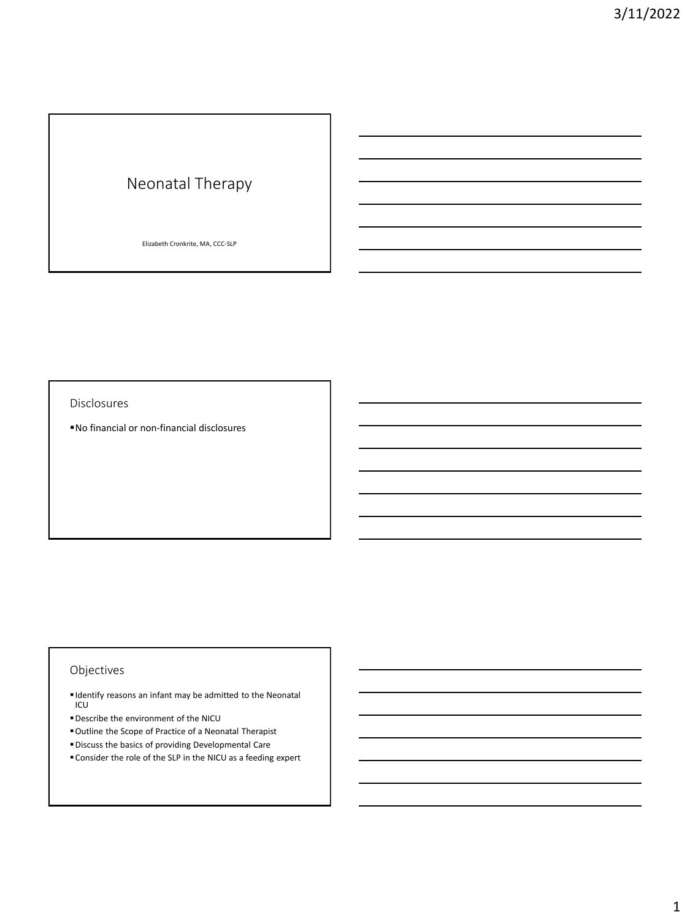# Neonatal Therapy

Elizabeth Cronkrite, MA, CCC-SLP

## Disclosures

- No financial or non-financial disclosures

## Objectives

- Identify reasons an infant may be admitted to the Neonatal ICU
- Describe the environment of the NICU
- Outline the Scope of Practice of a Neonatal Therapist
- Discuss the basics of providing Developmental Care
- Consider the role of the SLP in the NICU as a feeding expert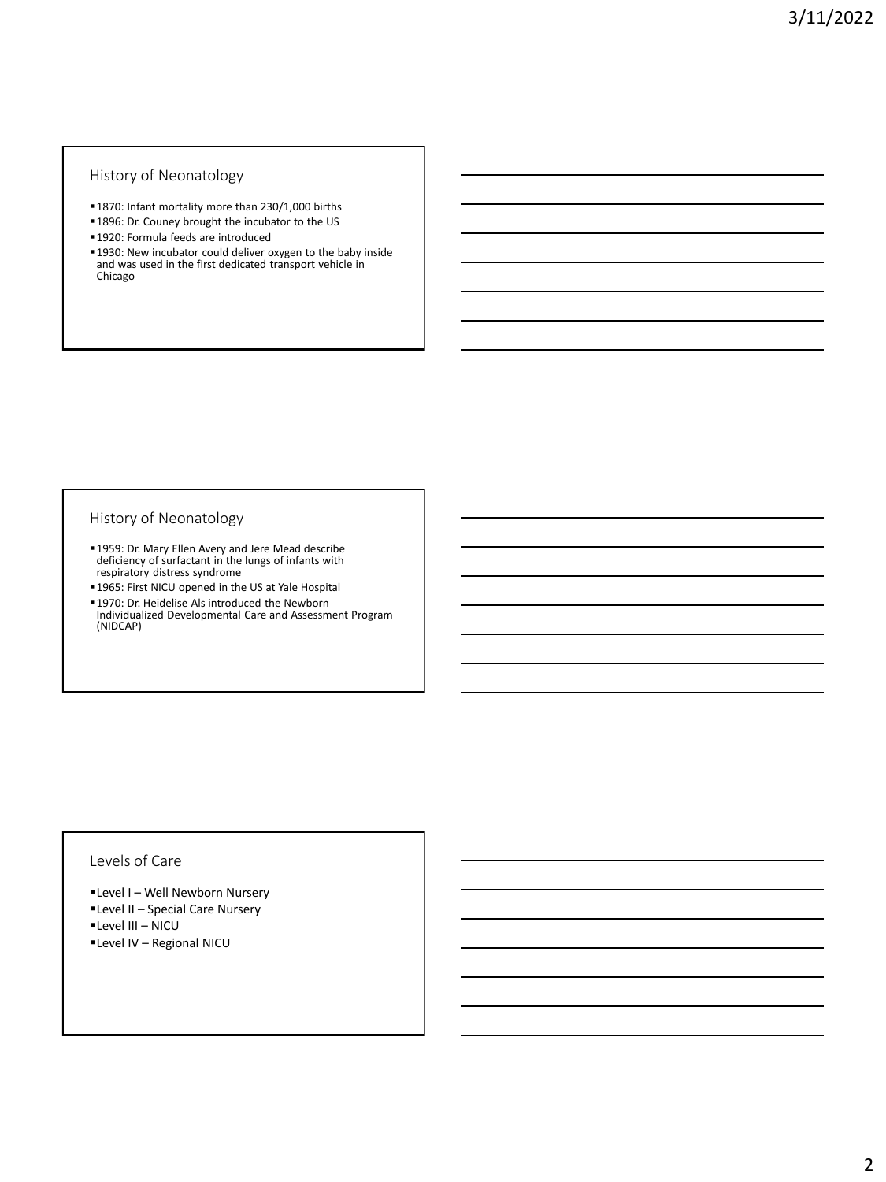## History of Neonatology

- 1870: Infant mortality more than 230/1,000 births
- 1896: Dr. Couney brought the incubator to the US
- 1920: Formula feeds are introduced
- 1930: New incubator could deliver oxygen to the baby inside and was used in the first dedicated transport vehicle in Chicago

## History of Neonatology

- 1959: Dr. Mary Ellen Avery and Jere Mead describe deficiency of surfactant in the lungs of infants with respiratory distress syndrome
- 1965: First NICU opened in the US at Yale Hospital
- 1970: Dr. Heidelise Als introduced the Newborn Individualized Developmental Care and Assessment Program (NIDCAP)

## Levels of Care

- Level I – Well Newborn Nursery
- Level II – Special Care Nursery
- Level III – NICU
- Level IV – Regional NICU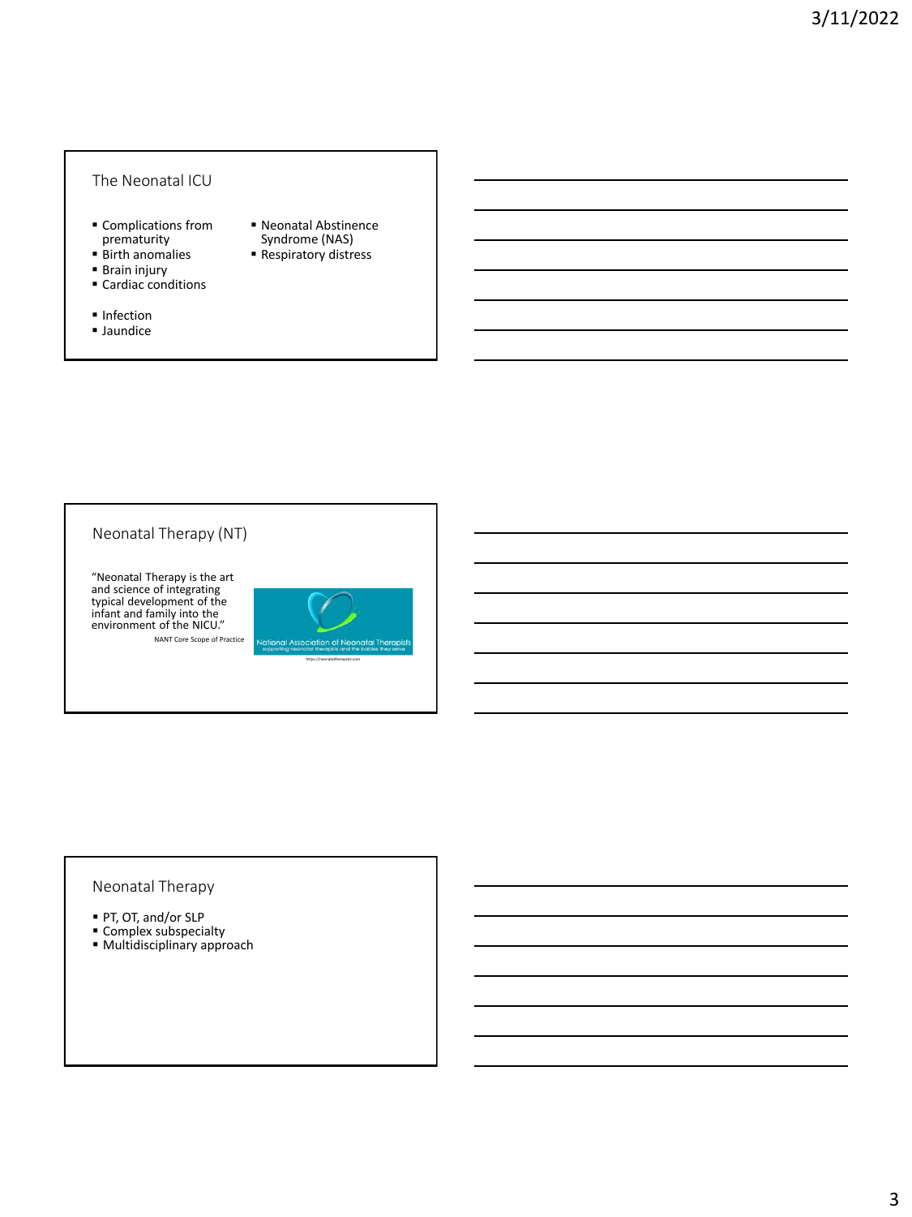## The Neonatal ICU

- Complications from prematurity
- Birth anomalies
- Brain injury
- Cardiac conditions
- Infection
- Jaundice
- Neonatal Abstinence Syndrome (NAS)
- Respiratory distress

## Neonatal Therapy (NT)

"Neonatal Therapy is the art and science of integrating typical development of the infant and family into the environment of the NICU."

NANT Core Scope of Practice

National Association of Neonatal Therapists
supporting neonatal therapists and the babies they serve

https://neonataltherapists.com

## Neonatal Therapy

- PT, OT, and/or SLP
- Complex subspecialty
- Multidisciplinary approach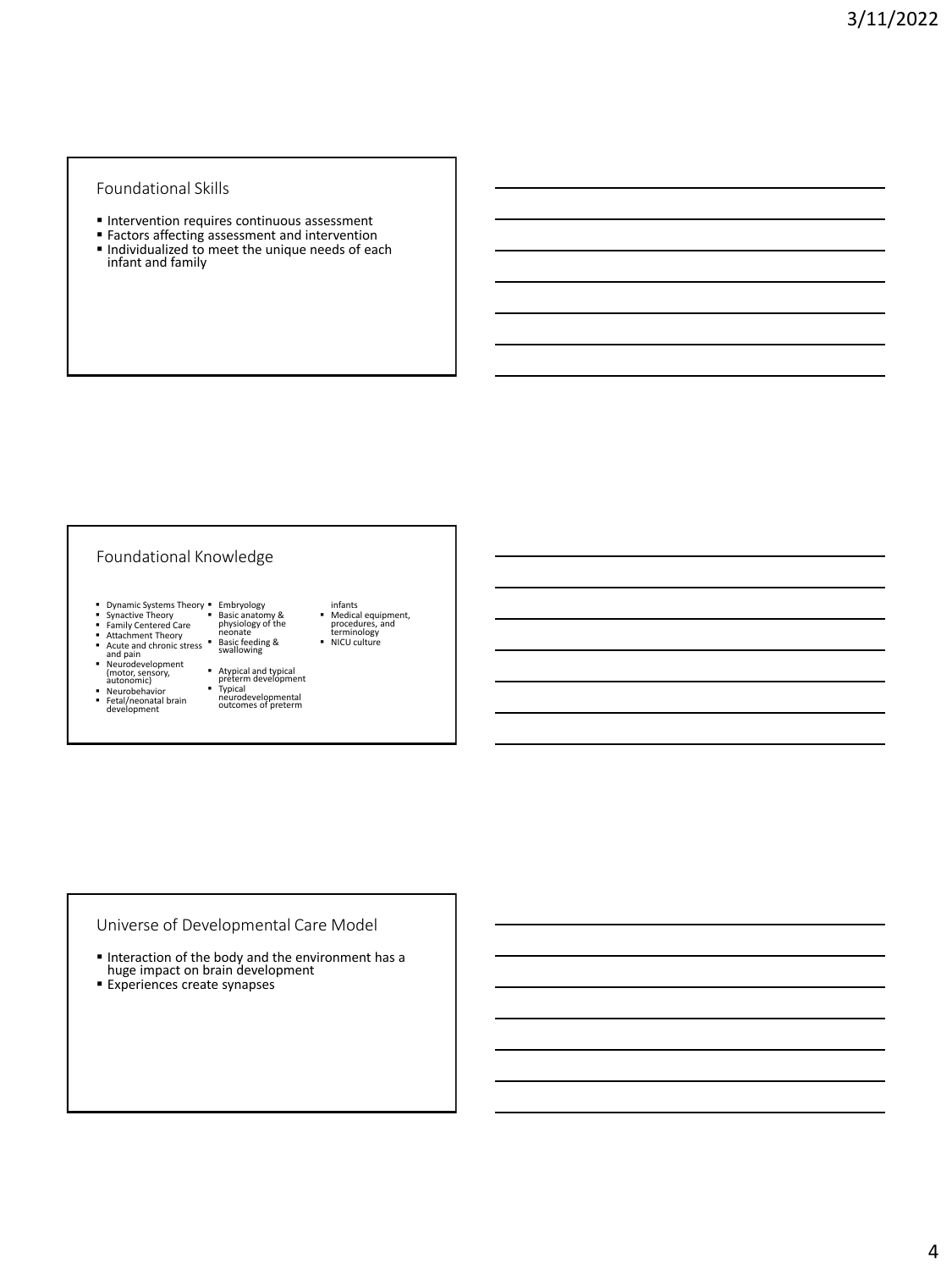## Foundational Skills

- Intervention requires continuous assessment
- Factors affecting assessment and intervention
- Individualized to meet the unique needs of each infant and family

## Foundational Knowledge

- Dynamic Systems Theory
- Synactive Theory
- Family Centered Care
- Attachment Theory
- Acute and chronic stress and pain
- Neurodevelopment (motor, sensory, autonomic)
- Neurobehavior
- Fetal/neonatal brain development
- Embryology
- Basic anatomy & physiology of the neonate
- Basic feeding & swallowing
- Atypical and typical preterm development
- Typical neurodevelopmental outcomes of preterm infants
- Medical equipment, procedures, and terminology
- NICU culture

## Universe of Developmental Care Model

- Interaction of the body and the environment has a huge impact on brain development
- Experiences create synapses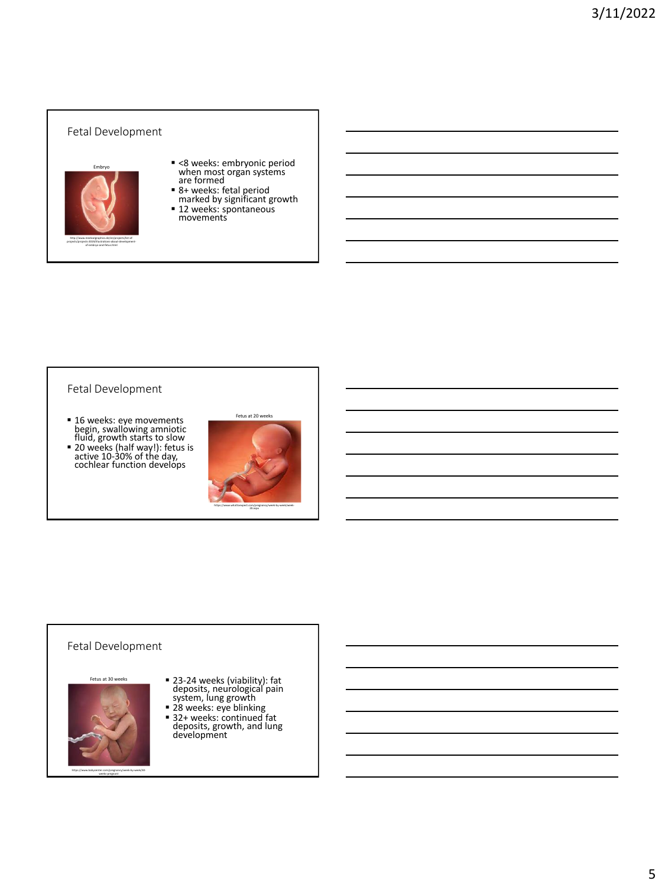## Fetal Development

Embryo

http://www.medicalgraphics.de/en/projects/list-of-projects/projects-2019/illustrations-about-development-of-embryo-and-fetus.html

- <8 weeks: embryonic period when most organ systems are formed
- 8+ weeks: fetal period marked by significant growth
- 12 weeks: spontaneous movements

## Fetal Development

- 16 weeks: eye movements begin, swallowing amniotic fluid, growth starts to slow
- 20 weeks (half way!): fetus is active 10-30% of the day, cochlear function develops

Fetus at 20 weeks

https://www.whattoexpect.com/pregnancy/week-by-week/week-20.aspx

## Fetal Development

Fetus at 30 weeks

https://www.babycenter.com/pregnancy/week-by-week/30-weeks-pregnant

- 23-24 weeks (viability): fat deposits, neurological pain system, lung growth
- 28 weeks: eye blinking
- 32+ weeks: continued fat deposits, growth, and lung development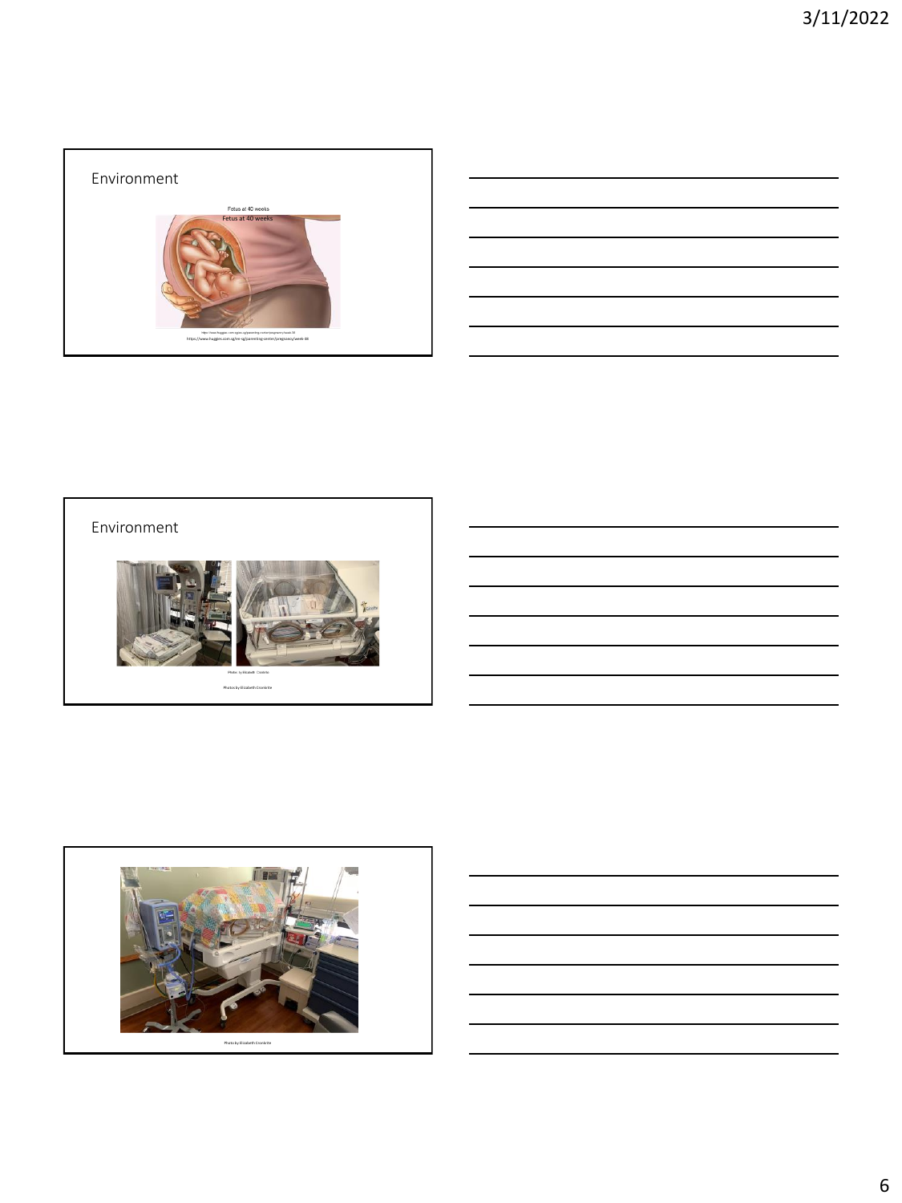## Environment

Fetus at 40 weeks

https://www.huggies.com.sg/en-sg/parenting-center/pregnancy/week-40

## Environment

Photos by Elizabeth Cronkrite

Photo by Elizabeth Cronkrite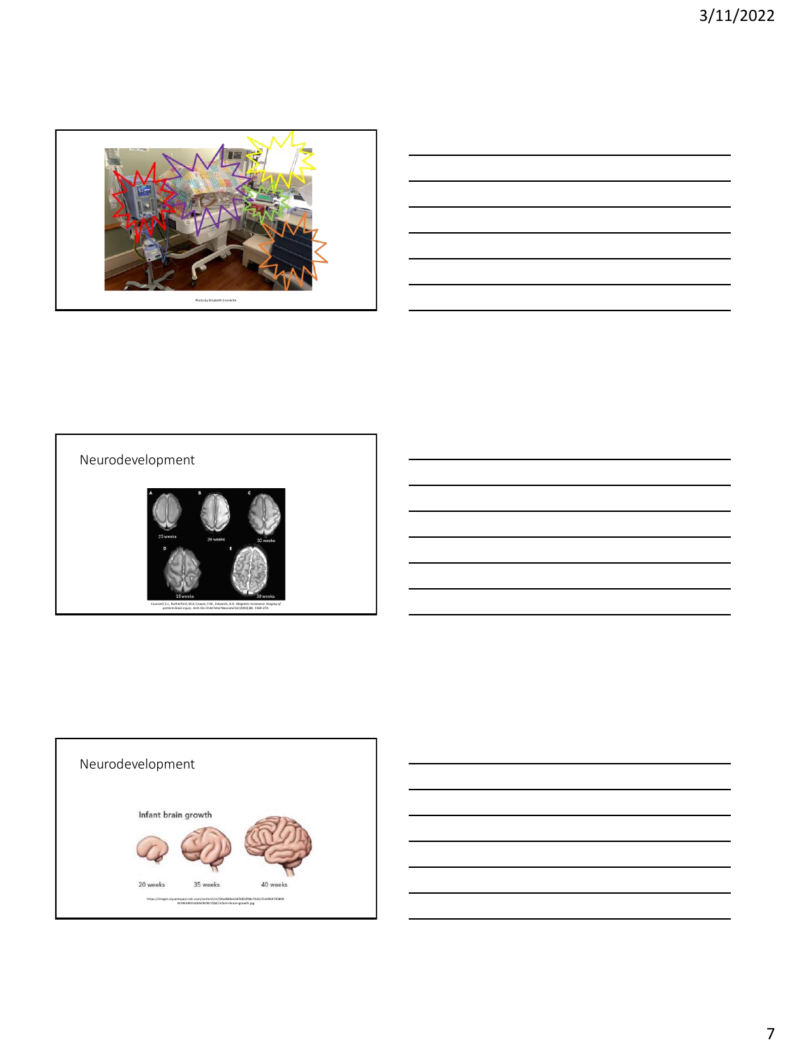Photo by Elizabeth Cronin

## Neurodevelopment

25 weeks

28 weeks

30 weeks

33 weeks

39 weeks

Counsell, S.J., Rutherford, M.A, Cowan, F.M., Edwards, A.D. *Magnetic resonance imaging of preterm brain injury.* Arch Dis Child Fetal Neonatal Ed (2003);88: F269–274.

## Neurodevelopment

Infant brain growth

20 weeks

35 weeks

40 weeks

https://images.squarespace-cdn.com/content/v1/5bad84eeda02bc7a2e/1510944735809-W1HLABUFUAIAUROKUTQM/infant+brain+growth.jpg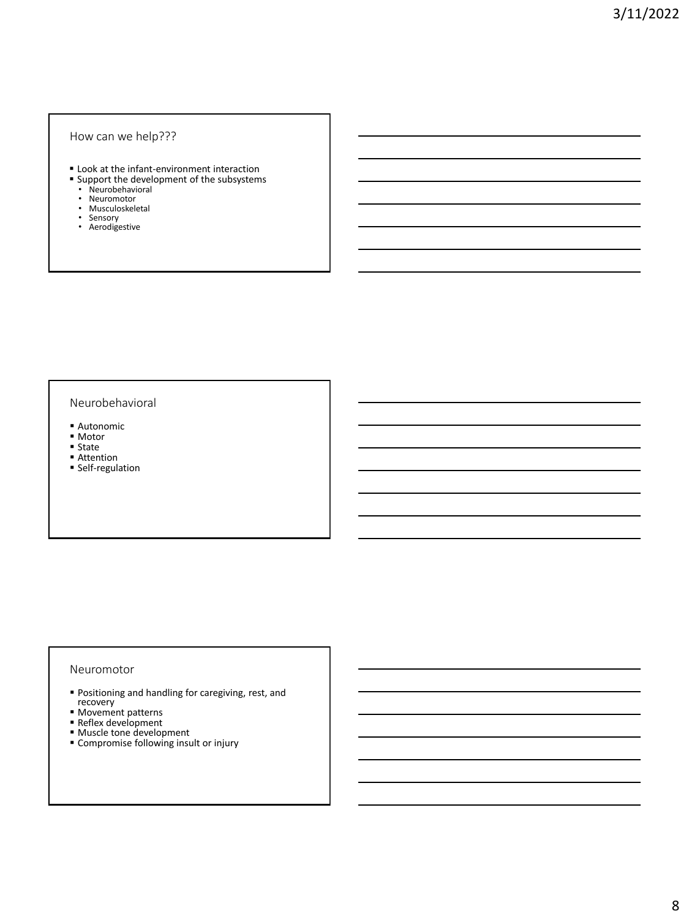## How can we help???

- Look at the infant-environment interaction
- Support the development of the subsystems
  - Neurobehavioral
  - Neuromotor
  - Musculoskeletal
  - Sensory
  - Aerodigestive

## Neurobehavioral

- Autonomic
- Motor
- State
- Attention
- Self-regulation

## Neuromotor

- Positioning and handling for caregiving, rest, and recovery
- Movement patterns
- Reflex development
- Muscle tone development
- Compromise following insult or injury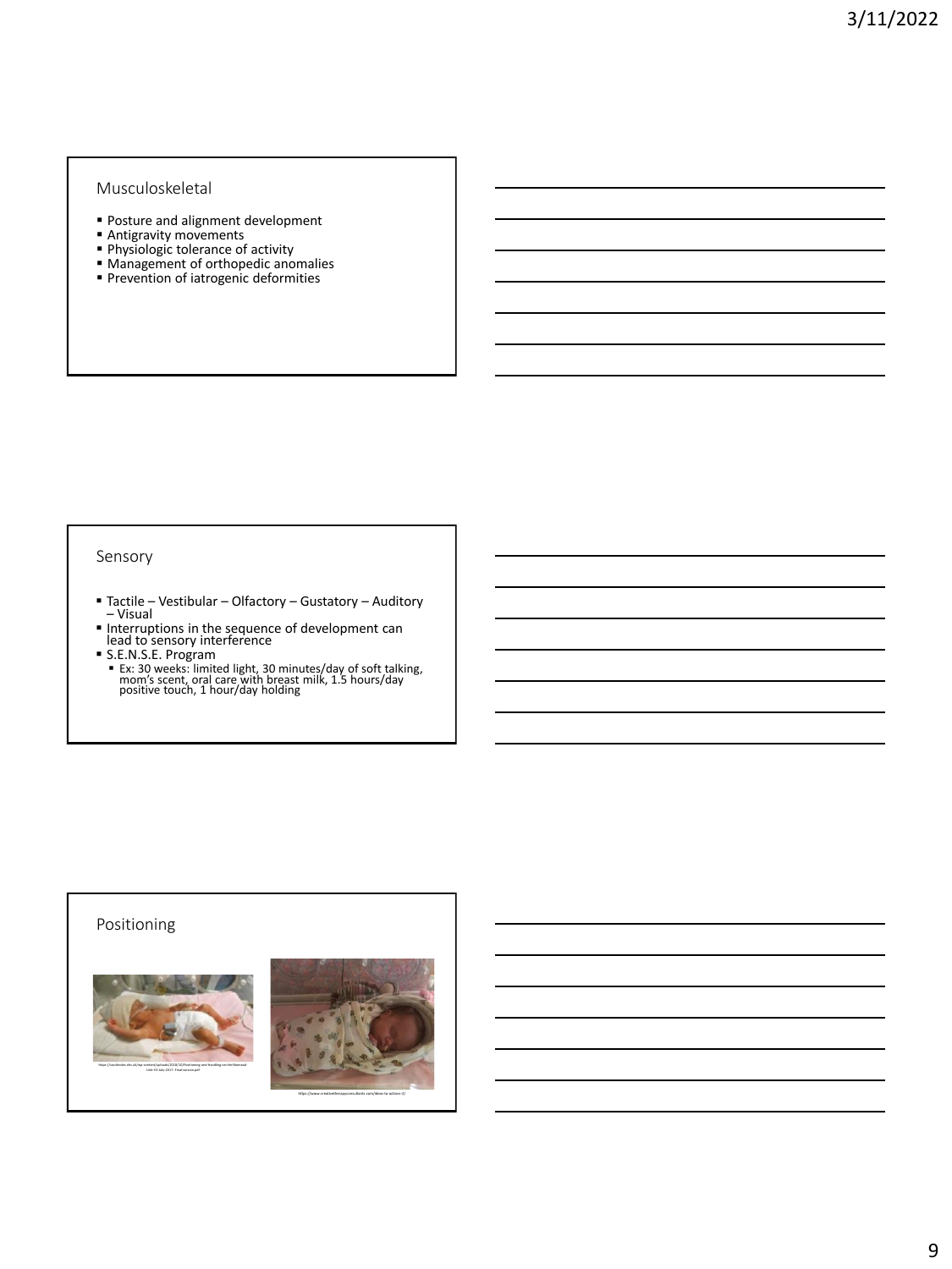## Musculoskeletal

- Posture and alignment development
- Antigravity movements
- Physiologic tolerance of activity
- Management of orthopedic anomalies
- Prevention of iatrogenic deformities

## Sensory

- Tactile – Vestibular – Olfactory – Gustatory – Auditory – Visual
- Interruptions in the sequence of development can lead to sensory interference
- S.E.N.S.E. Program
  - Ex: 30 weeks: limited light, 30 minutes/day of soft talking, mom's scent, oral care with breast milk, 1.5 hours/day positive touch, 1 hour/day holding

## Positioning

https://southodn.nhs.uk/wp-content/uploads/2018/10/Positioning-and-Handling-on-the-Neonatal-Unit-19-July-2017-Final-version.pdf

https://www.creativetherapyconsultants.com/ideas-to-actions-2/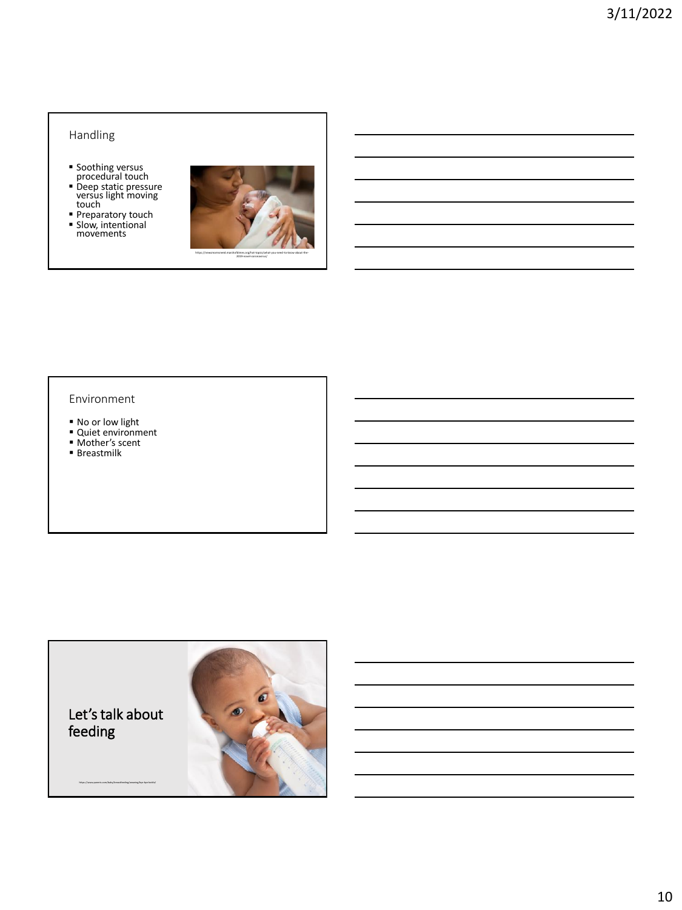## Handling

- Soothing versus procedural touch
- Deep static pressure versus light moving touch
- Preparatory touch
- Slow, intentional movements

https://newsmomsneed.marchofdimes.org/hot-topics/what-you-need-to-know-about-the-2019-novel-coronavirus/

## Environment

- No or low light
- Quiet environment
- Mother's scent
- Breastmilk

## Let's talk about feeding

https://www.parents.com/baby/breastfeeding/weaning/bye-bye-bottle/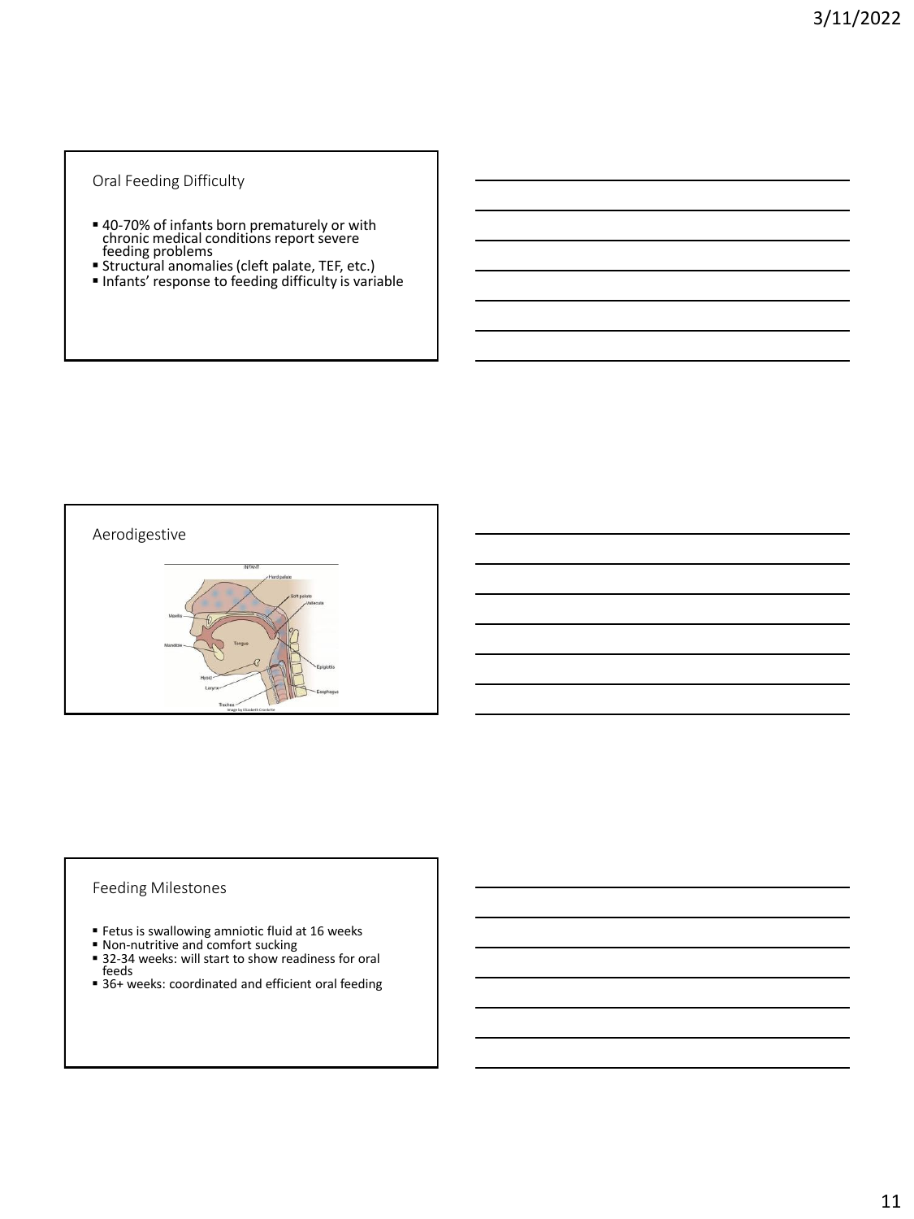## Oral Feeding Difficulty

- 40-70% of infants born prematurely or with chronic medical conditions report severe feeding problems
- Structural anomalies (cleft palate, TEF, etc.)
- Infants' response to feeding difficulty is variable

## Aerodigestive

## Feeding Milestones

- Fetus is swallowing amniotic fluid at 16 weeks
- Non-nutritive and comfort sucking
- 32-34 weeks: will start to show readiness for oral feeds
- 36+ weeks: coordinated and efficient oral feeding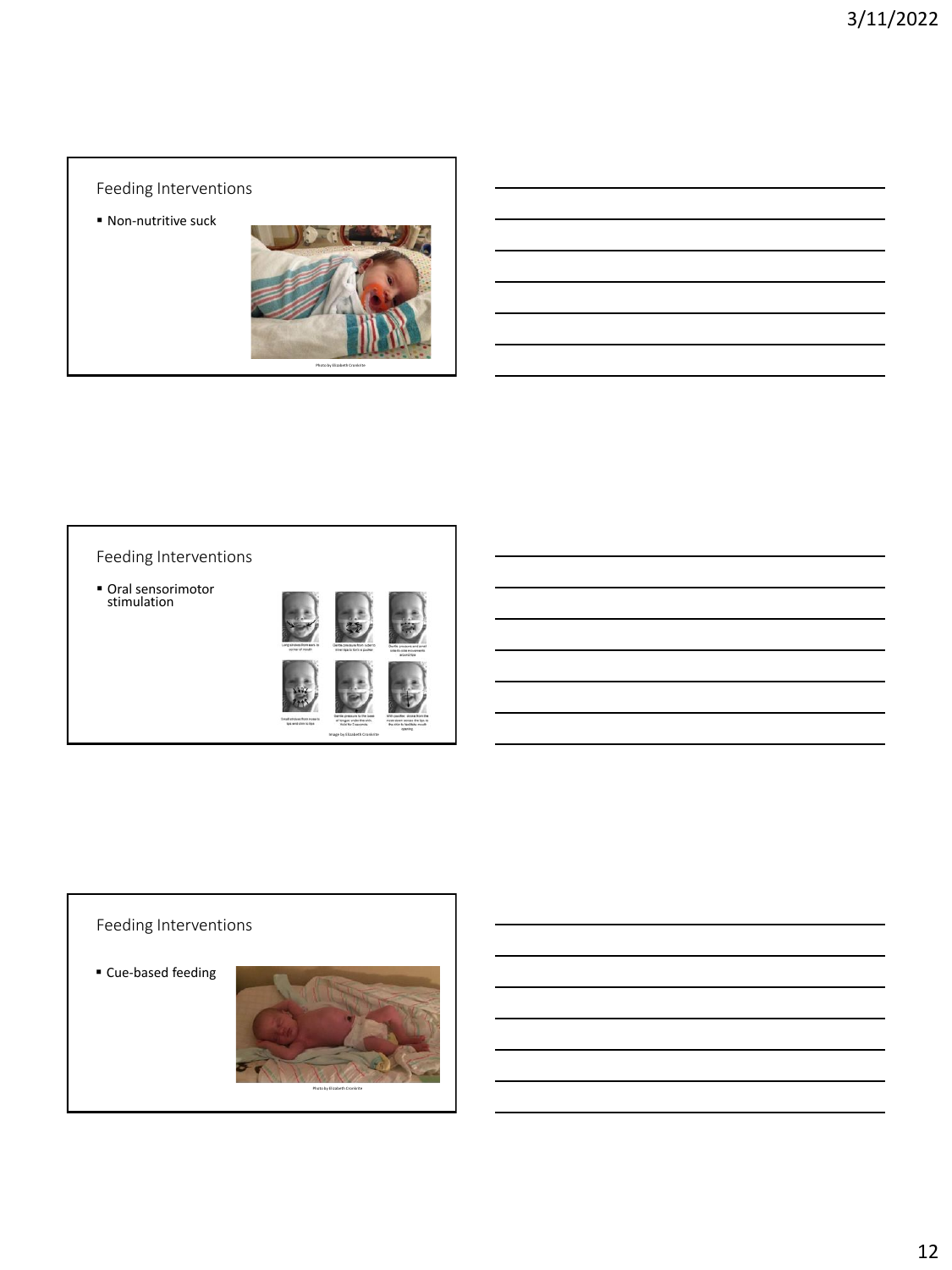## Feeding Interventions

- Non-nutritive suck

Photo by Elizabeth Cronkrite

## Feeding Interventions

- Oral sensorimotor stimulation

Image by Elizabeth Cronkrite

## Feeding Interventions

- Cue-based feeding

Photo by Elizabeth Cronkrite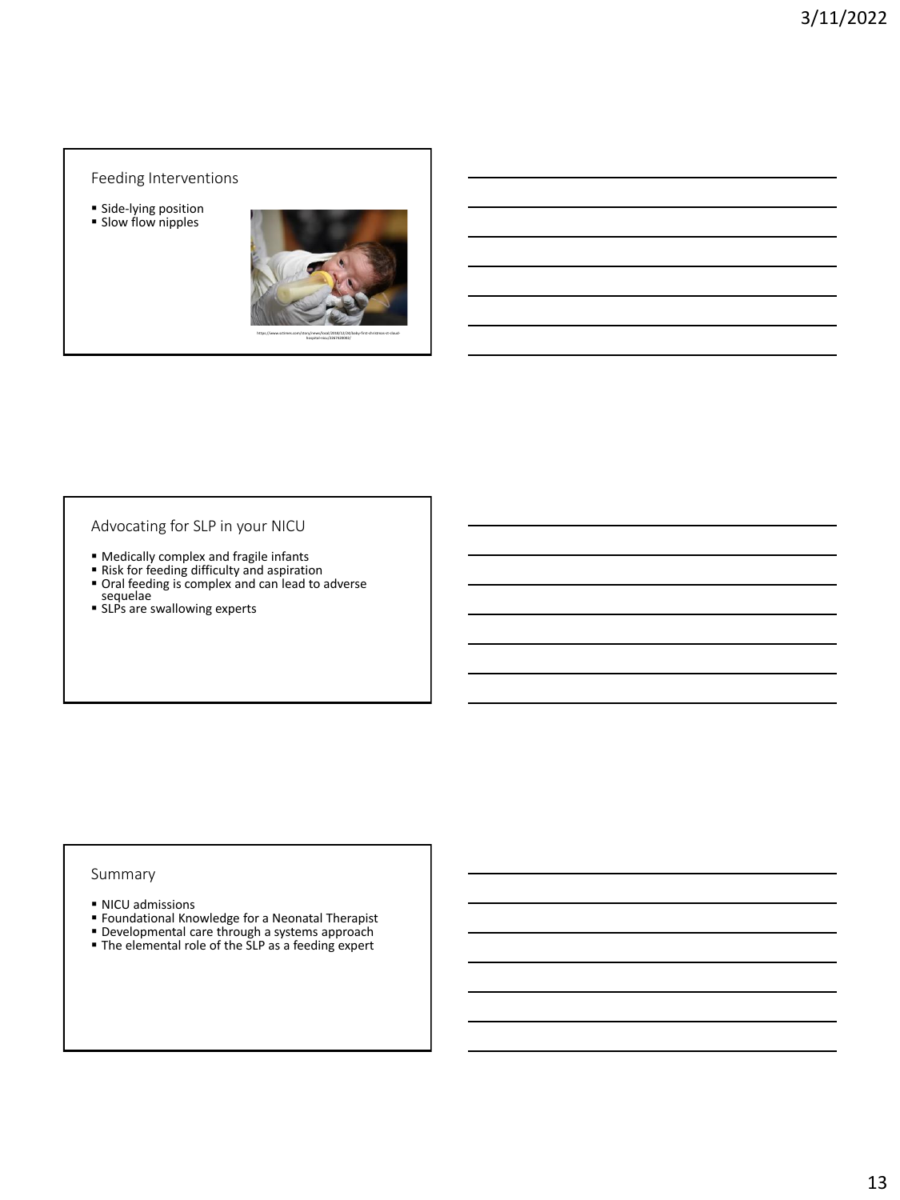## Feeding Interventions

- Side-lying position
- Slow flow nipples

https://www.oftimes.com/story/news/local/2018/12/24/baby-first-christmas-st-cloud-hospital-nicu/2267820002/

## Advocating for SLP in your NICU

- Medically complex and fragile infants
- Risk for feeding difficulty and aspiration
- Oral feeding is complex and can lead to adverse sequelae
- SLPs are swallowing experts

## Summary

- NICU admissions
- Foundational Knowledge for a Neonatal Therapist
- Developmental care through a systems approach
- The elemental role of the SLP as a feeding expert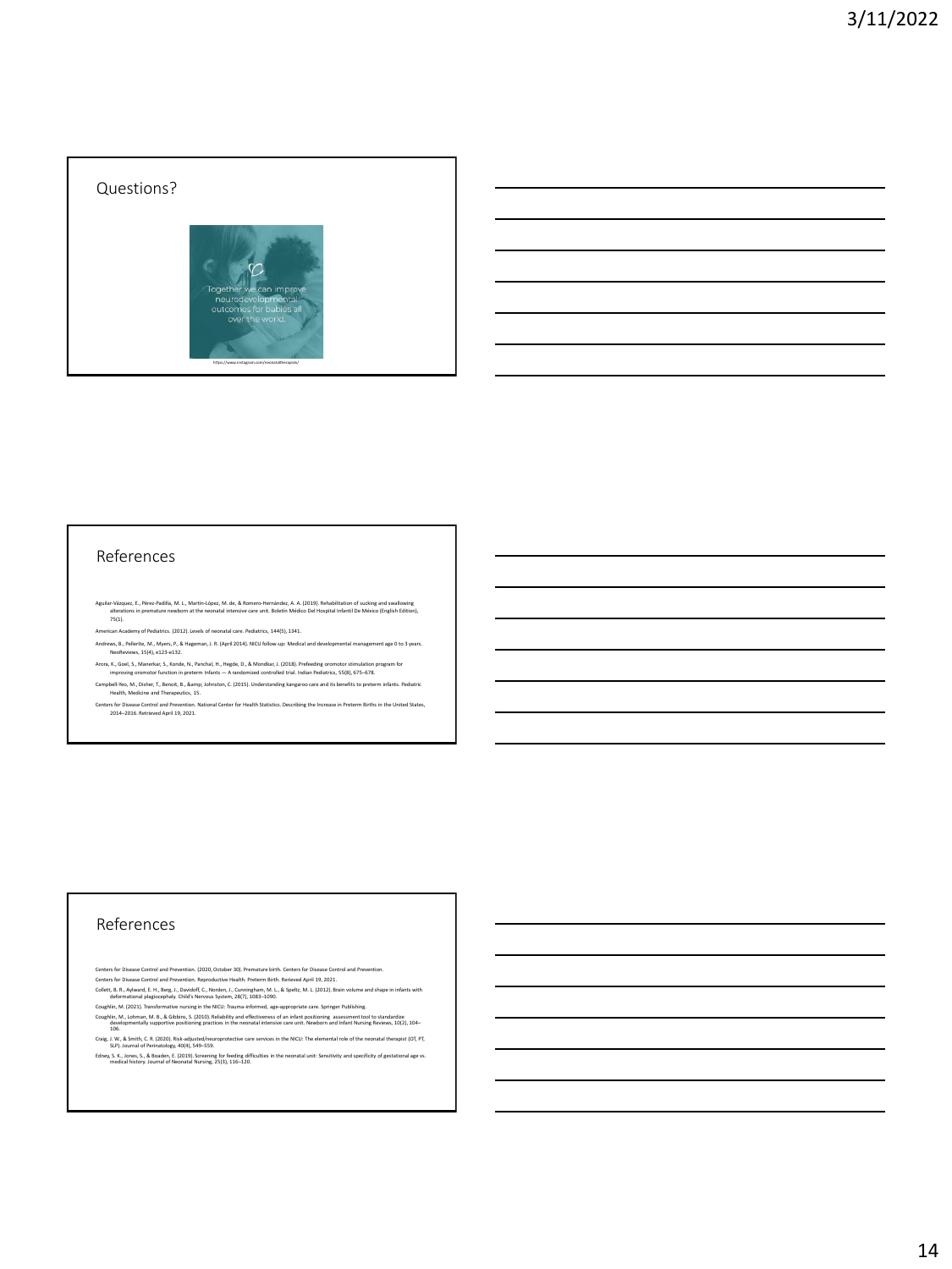## Questions?

Together we can improve neurodevelopmental outcomes for babies all over the world.

https://www.instagram.com/neonataltherapists/

## References

Aguilar-Vázquez, E., Pérez-Padilla, M. L., Martín-López, M. de, & Romero-Hernández, A. A. (2019). Rehabilitation of sucking and swallowing alterations in premature newborn at the neonatal intensive care unit. Boletín Médico Del Hospital Infantil De México (English Edition), 75(1).

American Academy of Pediatrics. (2012). Levels of neonatal care. Pediatrics, 144(5), 1341.

Andrews, B., Pellerite, M., Myers, P., & Hageman, J. R. (April 2014). NICU follow-up: Medical and developmental management age 0 to 3 years. NeoReviews, 15(4), e123-e132.

Arora, K., Goel, S., Manerkar, S., Konde, N., Panchal, H., Hegde, D., & Mondkar, J. (2018). Prefeeding oromotor stimulation program for improving oromotor function in preterm infants — A randomized controlled trial. Indian Pediatrics, 55(8), 675–678.

Campbell-Yeo, M., Disher, T., Benoit, B., &amp; Johnston, C. (2015). Understanding kangaroo care and its benefits to preterm infants. Pediatric Health, Medicine and Therapeutics, 15.

Centers for Disease Control and Prevention. National Center for Health Statistics. Describing the Increase in Preterm Births in the United States, 2014–2016. Retrieved April 19, 2021.

## References

Centers for Disease Control and Prevention. (2020, October 30). Premature birth. Centers for Disease Control and Prevention.

Centers for Disease Control and Prevention. Reproductive Health. Preterm Birth. Retrieved April 19, 2021.

Collett, B. R., Aylward, E. H., Berg, J., Davidoff, C., Norden, J., Cunningham, M. L., & Speltz, M. L. (2012). Brain volume and shape in infants with deformational plagiocephaly. Child's Nervous System, 28(7), 1083–1090.

Coughlin, M. (2021). Transformative nursing in the NICU: Trauma-informed, age-appropriate care. Springer Publishing.

Coughlin, M., Lohman, M. B., & Gibbins, S. (2010). Reliability and effectiveness of an infant positioning assessment tool to standardize developmentally supportive positioning practices in the neonatal intensive care unit. Newborn and Infant Nursing Reviews, 10(2), 104–106.

Craig, J. W., & Smith, C. R. (2020). Risk-adjusted/neuroprotective care services in the NICU: The elemental role of the neonatal therapist (OT, PT, SLP). Journal of Perinatology, 40(4), 549–559.

Edney, S. K., Jones, S., & Boaden, E. (2019). Screening for feeding difficulties in the neonatal unit: Sensitivity and specificity of gestational age vs. medical history. Journal of Neonatal Nursing, 25(3), 116–120.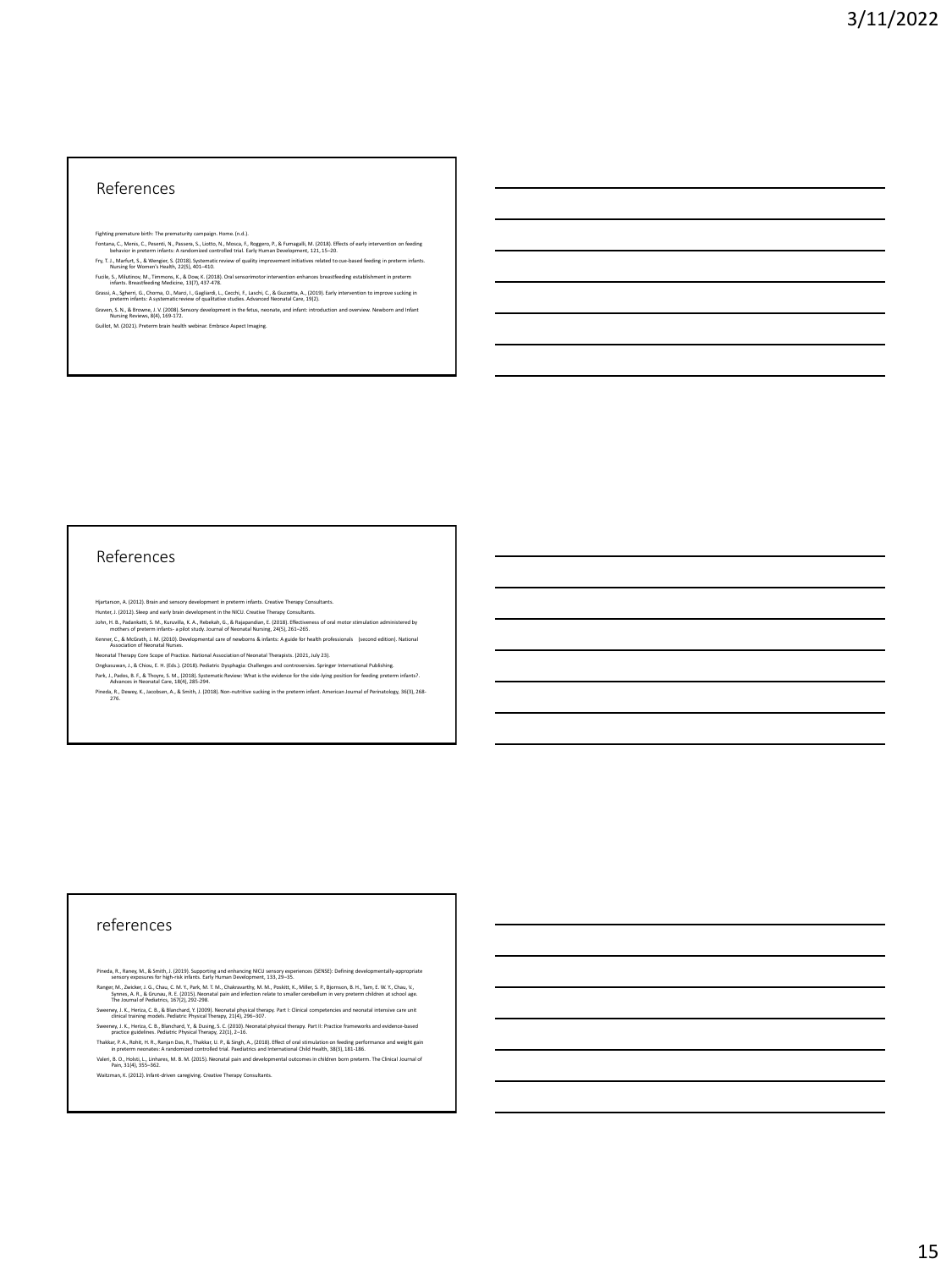## References

Fighting premature birth: The prematurity campaign. Home. (n.d.).

Fontana, C., Menis, C., Pesenti, N., Passera, S., Liotto, N., Mosca, F., Roggero, P., & Fumagalli, M. (2018). Effects of early intervention on feeding behavior in preterm infants: A randomized controlled trial. Early Human Development, 121, 15–20.

Fry, T. J., Marfurt, S., & Wengier, S. (2018). Systematic review of quality improvement initiatives related to cue-based feeding in preterm infants. Nursing for Women's Health, 22(5), 401–410.

Fucile, S., Milutinov, M., Timmons, K., & Dow, K. (2018). Oral sensorimotor intervention enhances breastfeeding establishment in preterm infants. Breastfeeding Medicine, 13(7), 437-478.

Grassi, A., Sgherri, G., Chorna, O., Marci, I., Gagliardi, L., Cecchi, F., Laschi, C., & Guzzetta, A., (2019). Early intervention to improve sucking in preterm infants: A systematic review of qualitative studies. Advanced Neonatal Care, 19(2).

Graven, S. N., & Browne, J. V. (2008). Sensory development in the fetus, neonate, and infant: introduction and overview. Newborn and Infant Nursing Reviews, 8(4), 169-172.

Guillot, M. (2021). Preterm brain health webinar. Embrace Aspect Imaging.

## References

Hjartarson, A. (2012). Brain and sensory development in preterm infants. Creative Therapy Consultants.

Hunter, J. (2012). Sleep and early brain development in the NICU. Creative Therapy Consultants.

John, H. B., Padankatti, S. M., Kuruvilla, K. A., Rebekah, G., & Rajapandian, E. (2018). Effectiveness of oral motor stimulation administered by mothers of preterm infants- a pilot study. Journal of Neonatal Nursing, 24(5), 261–265.

Kenner, C., & McGrath, J. M. (2010). Developmental care of newborns & infants: A guide for health professionals (second edition). National Association of Neonatal Nurses.

Neonatal Therapy Core Scope of Practice. National Association of Neonatal Therapists. (2021, July 23).

Ongkasuwan, J., & Chiou, E. H. (Eds.). (2018). Pediatric Dysphagia: Challenges and controversies. Springer International Publishing.

Park, J., Pados, B. F., & Thoyre, S. M., (2018). Systematic Review: What is the evidence for the side-lying position for feeding preterm infants?. Advances in Neonatal Care, 18(4), 285-294.

Pineda, R., Dewey, K., Jacobsen, A., & Smith, J. (2018). Non-nutritive sucking in the preterm infant. American Journal of Perinatology, 36(3), 268-276.

## references

Pineda, R., Raney, M., & Smith, J. (2019). Supporting and enhancing NICU sensory experiences (SENSE): Defining developmentally-appropriate sensory exposures for high-risk infants. Early Human Development, 133, 29–35.

Ranger, M., Zwicker, J. G., Chau, C. M. Y., Park, M. T. M., Chakravarthy, M. M., Poskitt, K., Miller, S. P., Bjornson, B. H., Tam, E. W. Y., Chau, V., Synnes, A. R., & Grunau, R. E. (2015). Neonatal pain and infection relate to smaller cerebellum in very preterm children at school age. The Journal of Pediatrics, 167(2), 292-298.

Sweeney, J. K., Heriza, C. B., & Blanchard, Y. (2009). Neonatal physical therapy. Part I: Clinical competencies and neonatal intensive care unit clinical training models. Pediatric Physical Therapy, 21(4), 296–307.

Sweeney, J. K., Heriza, C. B., Blanchard, Y., & Dusing, S. C. (2010). Neonatal physical therapy. Part II: Practice frameworks and evidence-based practice guidelines. Pediatric Physical Therapy, 22(1), 2–16.

Thakkar, P. A., Rohit, H. R., Ranjan Das, R., Thakkar, U. P., & Singh, A., (2018). Effect of oral stimulation on feeding performance and weight gain in preterm neonates: A randomized controlled trial. Paediatrics and International Child Health, 38(3), 181-186.

Valeri, B. O., Holsti, L., Linhares, M. B. M. (2015). Neonatal pain and developmental outcomes in children born preterm. The Clinical Journal of Pain, 31(4), 355–362.

Waitzman, K. (2012). Infant-driven caregiving. Creative Therapy Consultants.